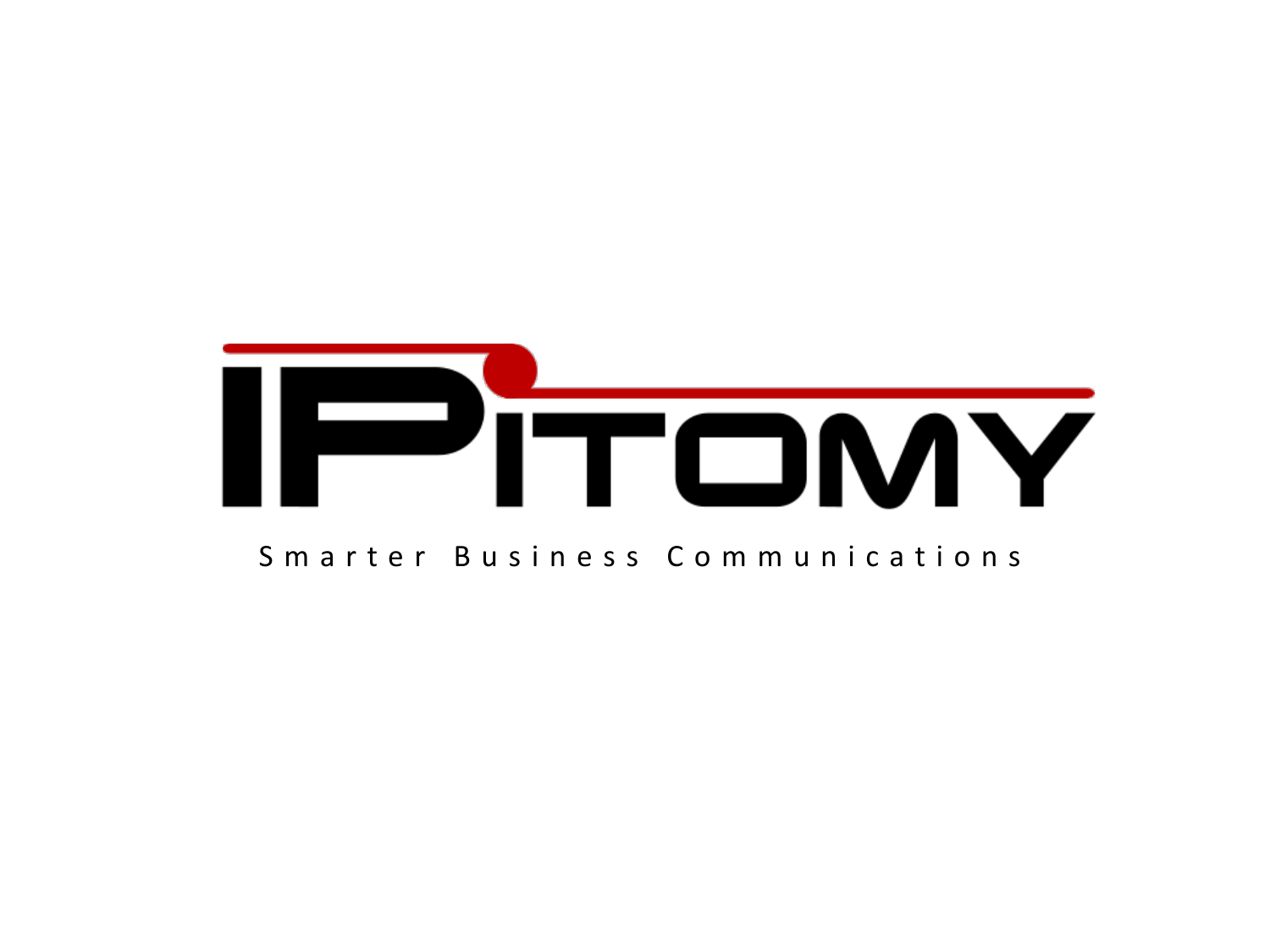# IPITOMY

Smarter Business Communications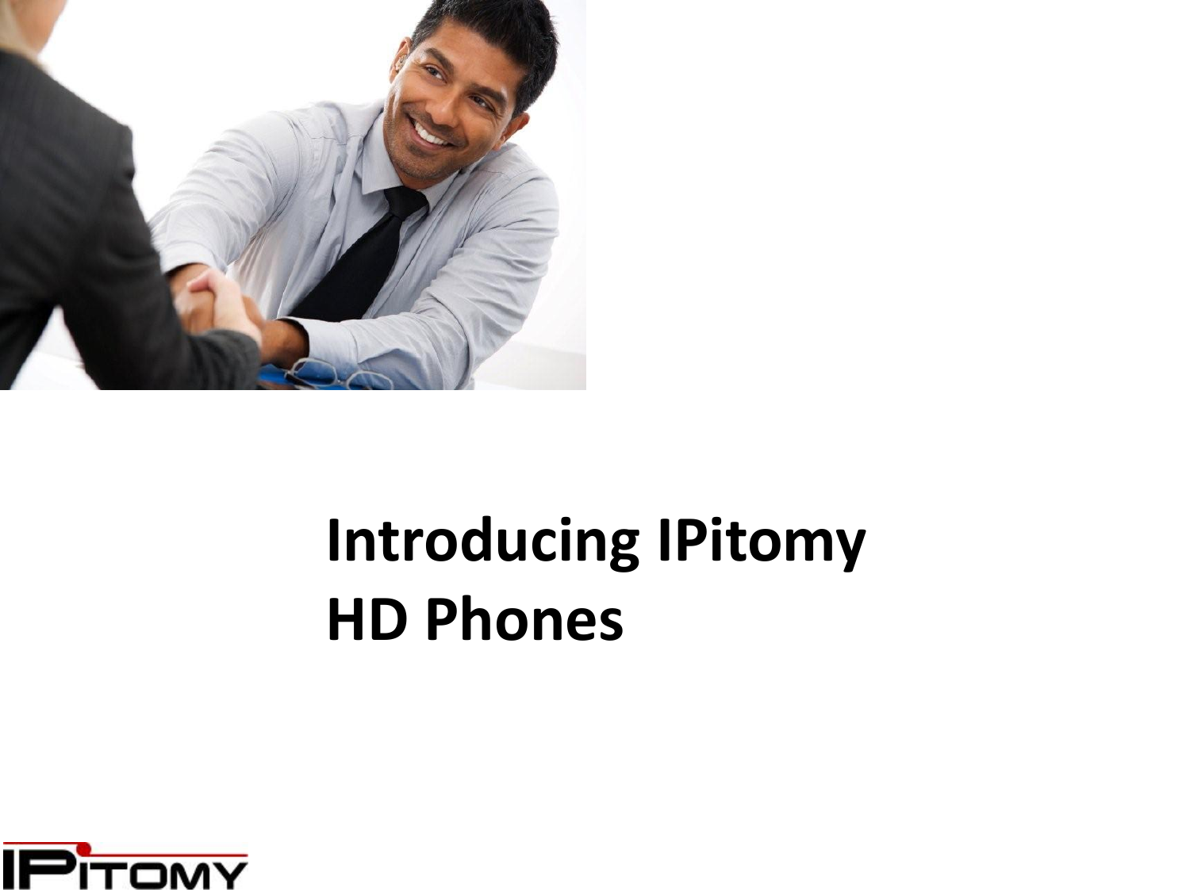# Introducing IPitomy HD Phones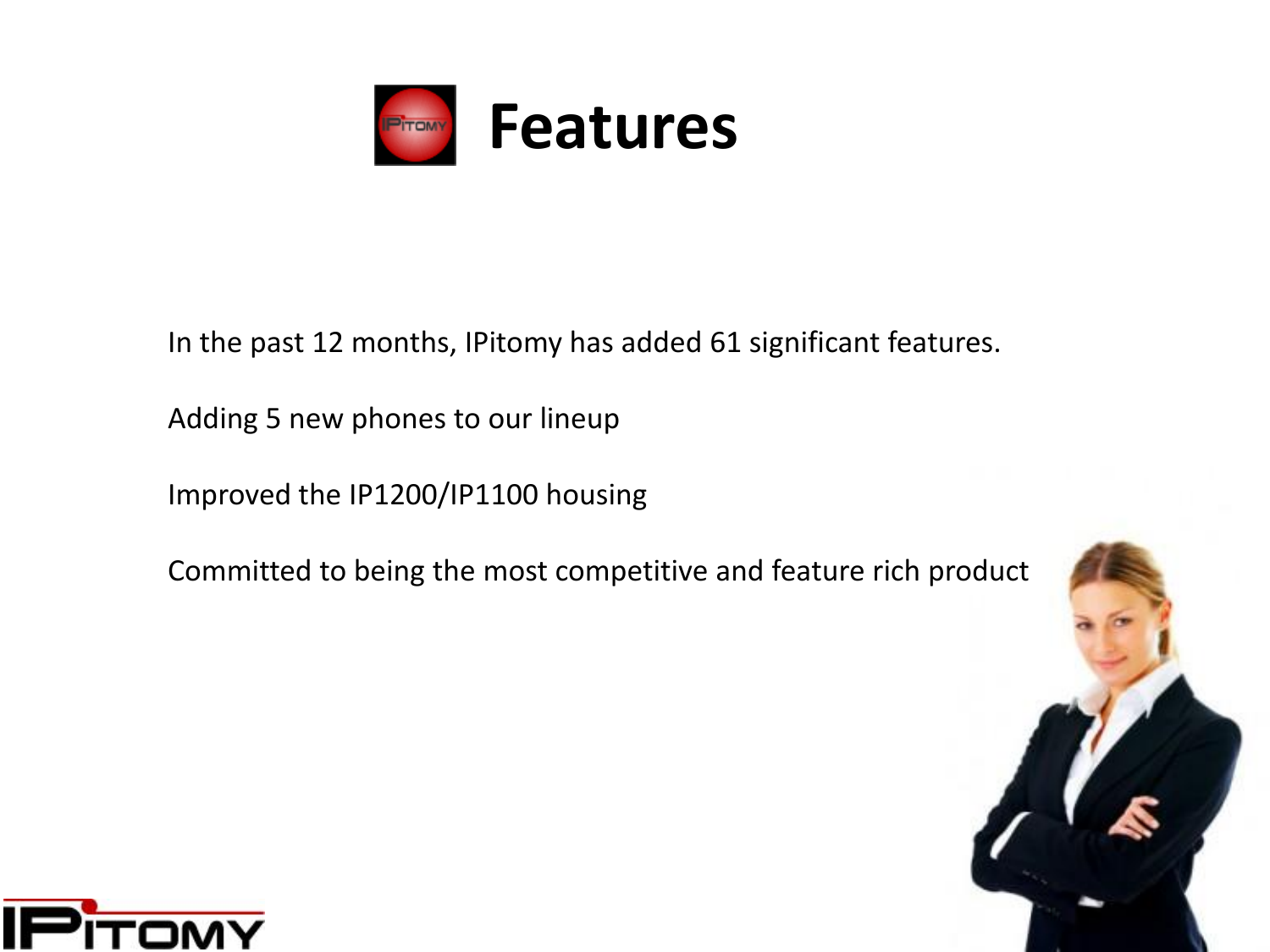# Features

In the past 12 months, IPitomy has added 61 significant features.

Adding 5 new phones to our lineup

Improved the IP1200/IP1100 housing

Committed to being the most competitive and feature rich product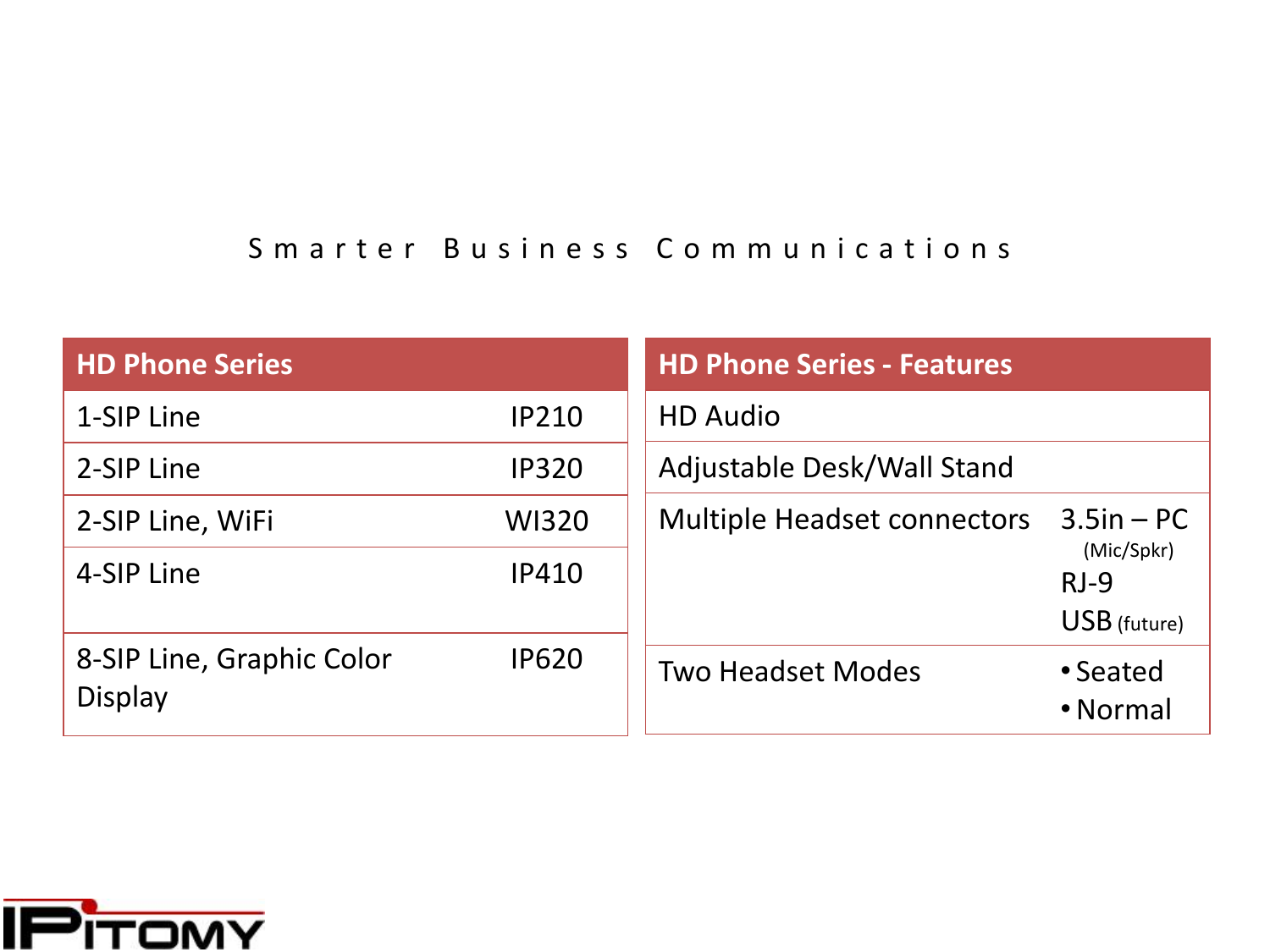Smarter Business Communications

| HD Phone Series | |
|---|---|
| 1-SIP Line | IP210 |
| 2-SIP Line | IP320 |
| 2-SIP Line, WiFi | WI320 |
| 4-SIP Line | IP410 |
| 8-SIP Line, Graphic Color Display | IP620 |

| HD Phone Series - Features | |
|---|---|
| HD Audio | |
| Adjustable Desk/Wall Stand | |
| Multiple Headset connectors | 3.5in – PC (Mic/Spkr)<br>RJ-9<br>USB (future) |
| Two Headset Modes | • Seated<br>• Normal |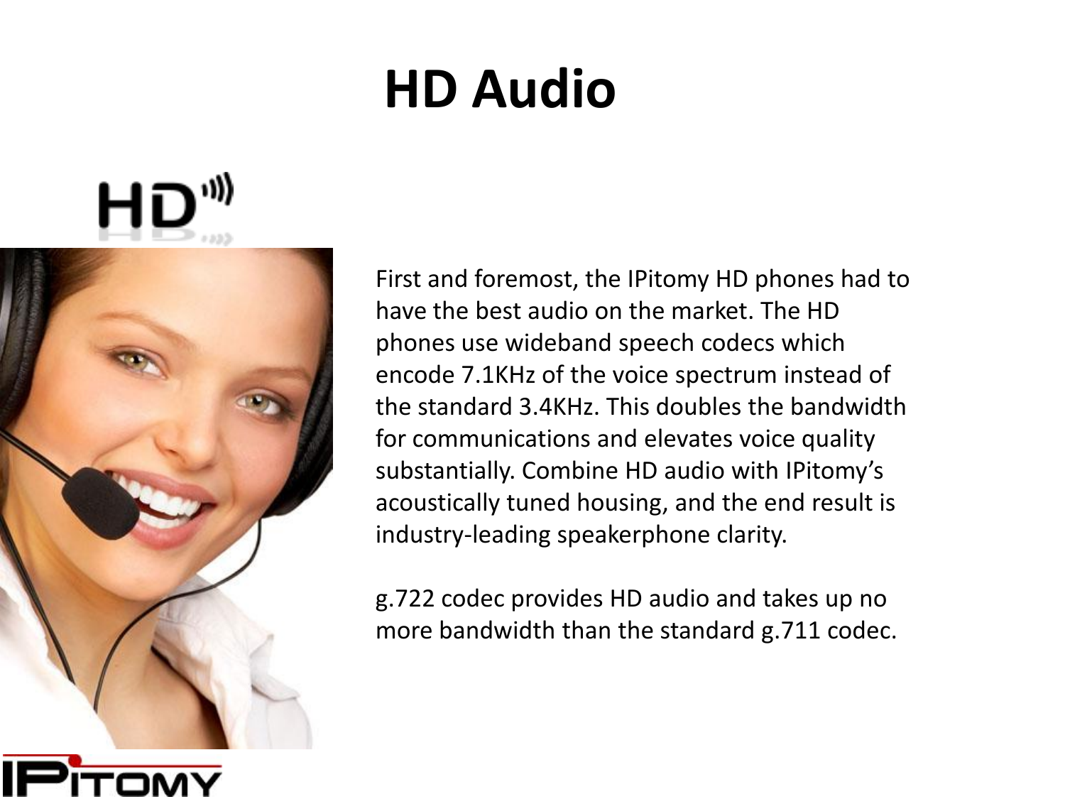# HD Audio

First and foremost, the IPitomy HD phones had to have the best audio on the market. The HD phones use wideband speech codecs which encode 7.1KHz of the voice spectrum instead of the standard 3.4KHz. This doubles the bandwidth for communications and elevates voice quality substantially. Combine HD audio with IPitomy's acoustically tuned housing, and the end result is industry-leading speakerphone clarity.

g.722 codec provides HD audio and takes up no more bandwidth than the standard g.711 codec.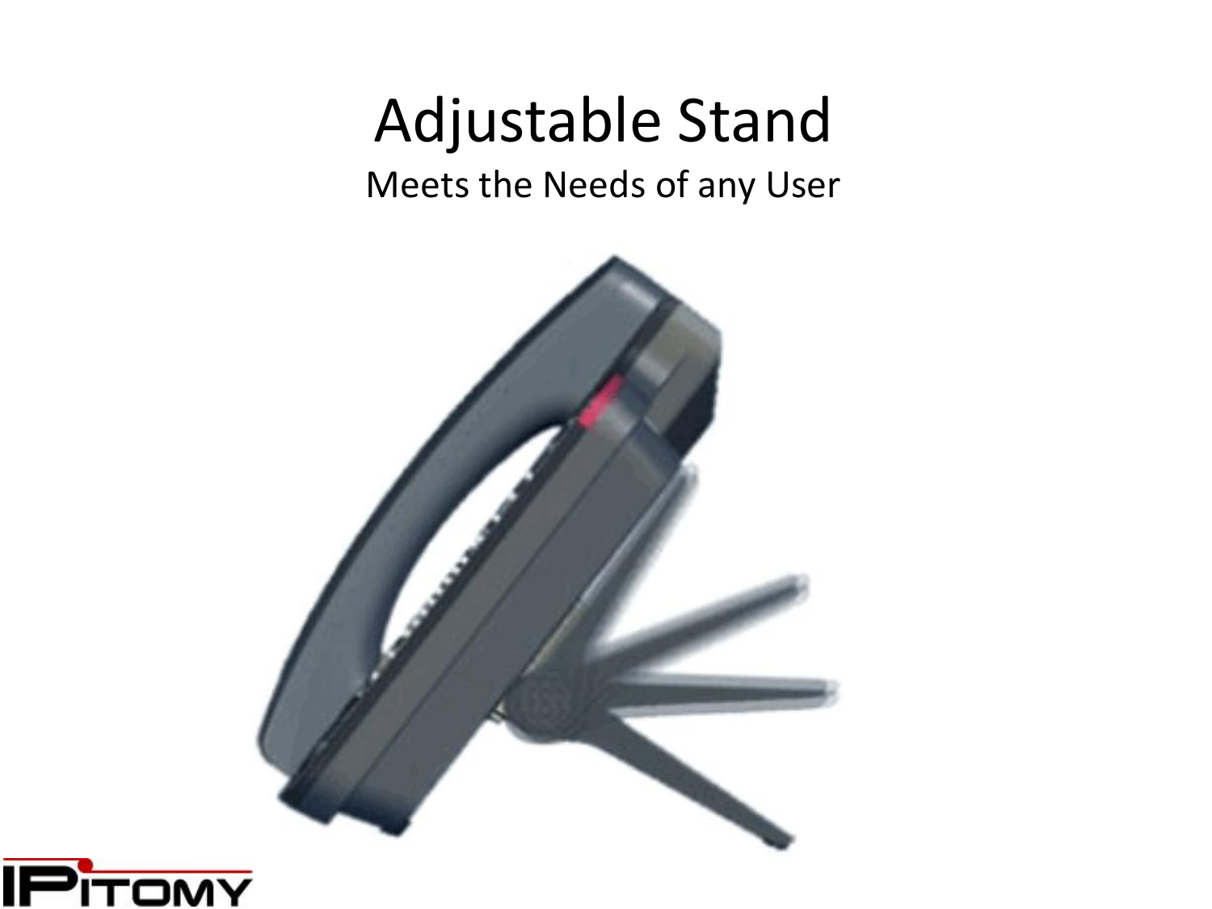# Adjustable Stand

Meets the Needs of any User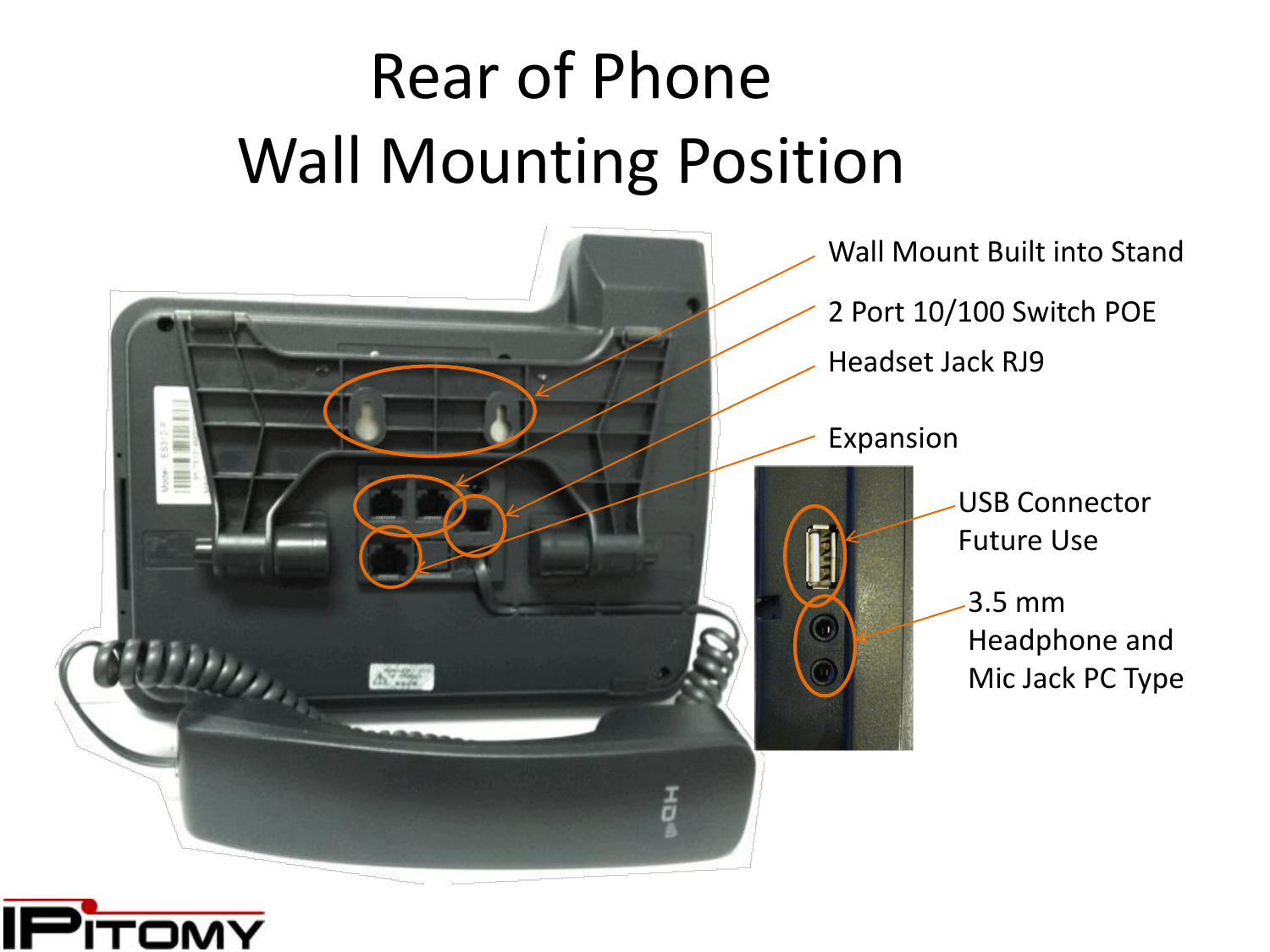# Rear of Phone Wall Mounting Position

Wall Mount Built into Stand

2 Port 10/100 Switch POE

Headset Jack RJ9

Expansion

USB Connector Future Use

3.5 mm Headphone and Mic Jack PC Type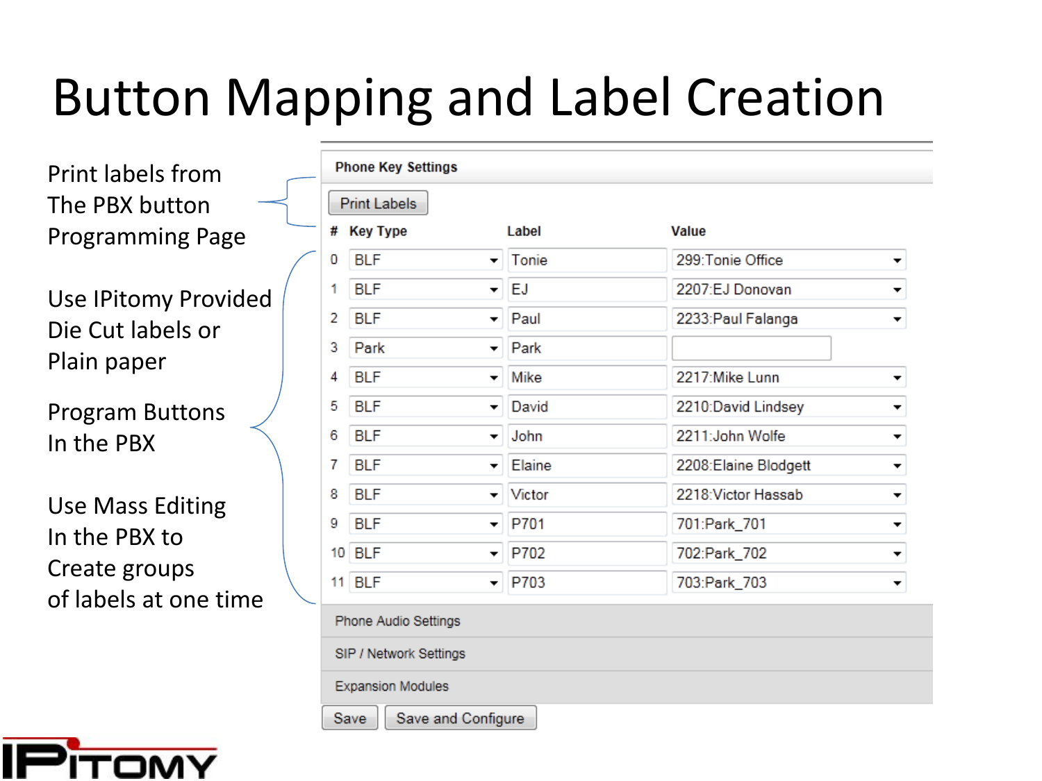# Button Mapping and Label Creation

Print labels from The PBX button Programming Page

Use IPitomy Provided Die Cut labels or Plain paper

Program Buttons In the PBX

Use Mass Editing In the PBX to Create groups of labels at one time

**Phone Key Settings**

Print Labels

| # | Key Type | Label | Value |
|---|---|---|---|
| 0 | BLF | Tonie | 299:Tonie Office |
| 1 | BLF | EJ | 2207:EJ Donovan |
| 2 | BLF | Paul | 2233:Paul Falanga |
| 3 | Park | Park | |
| 4 | BLF | Mike | 2217:Mike Lunn |
| 5 | BLF | David | 2210:David Lindsey |
| 6 | BLF | John | 2211:John Wolfe |
| 7 | BLF | Elaine | 2208:Elaine Blodgett |
| 8 | BLF | Victor | 2218:Victor Hassab |
| 9 | BLF | P701 | 701:Park_701 |
| 10 | BLF | P702 | 702:Park_702 |
| 11 | BLF | P703 | 703:Park_703 |

Phone Audio Settings

SIP / Network Settings

Expansion Modules

Save | Save and Configure

IPitomy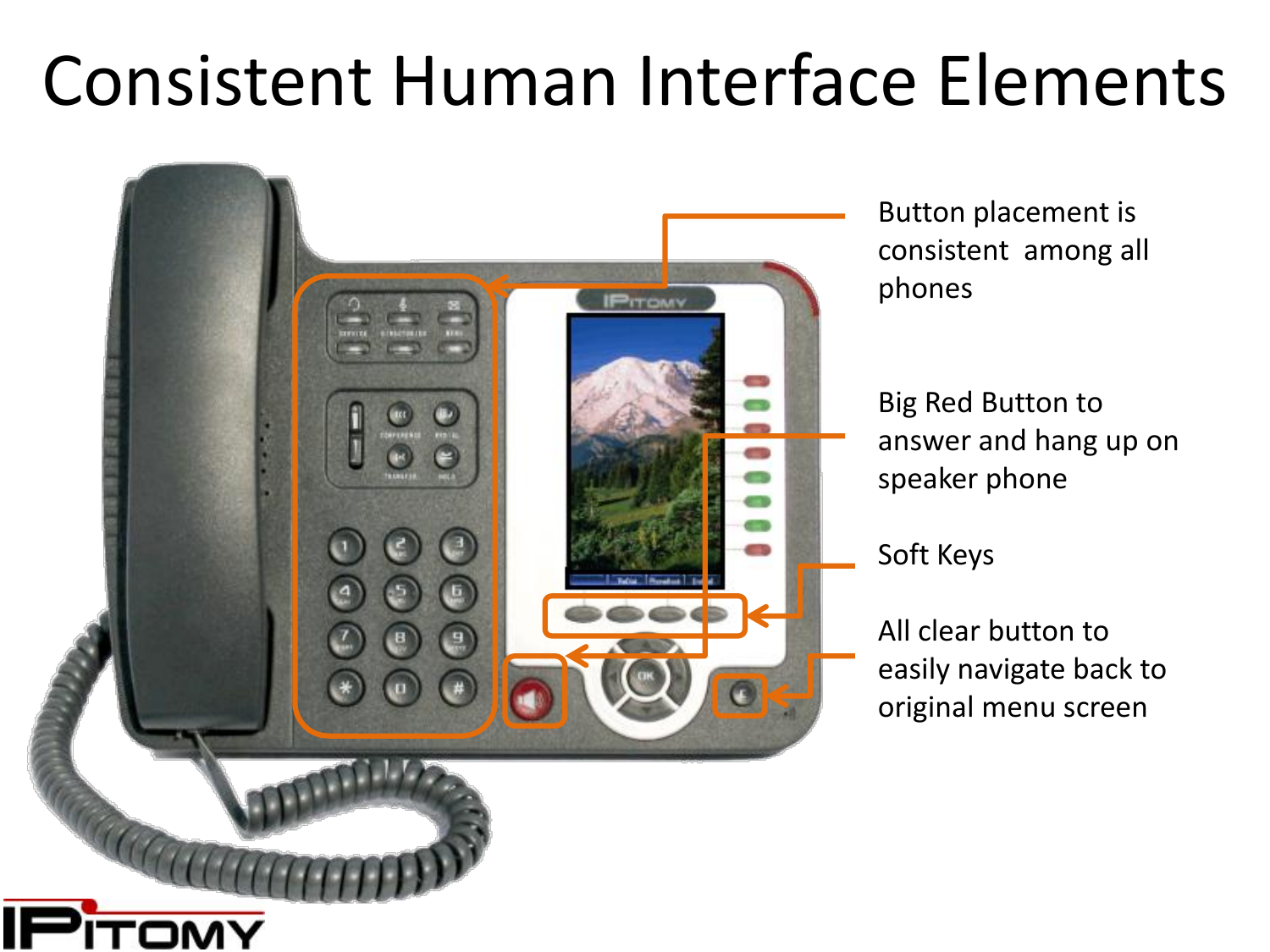# Consistent Human Interface Elements

Button placement is consistent among all phones

Big Red Button to answer and hang up on speaker phone

Soft Keys

All clear button to easily navigate back to original menu screen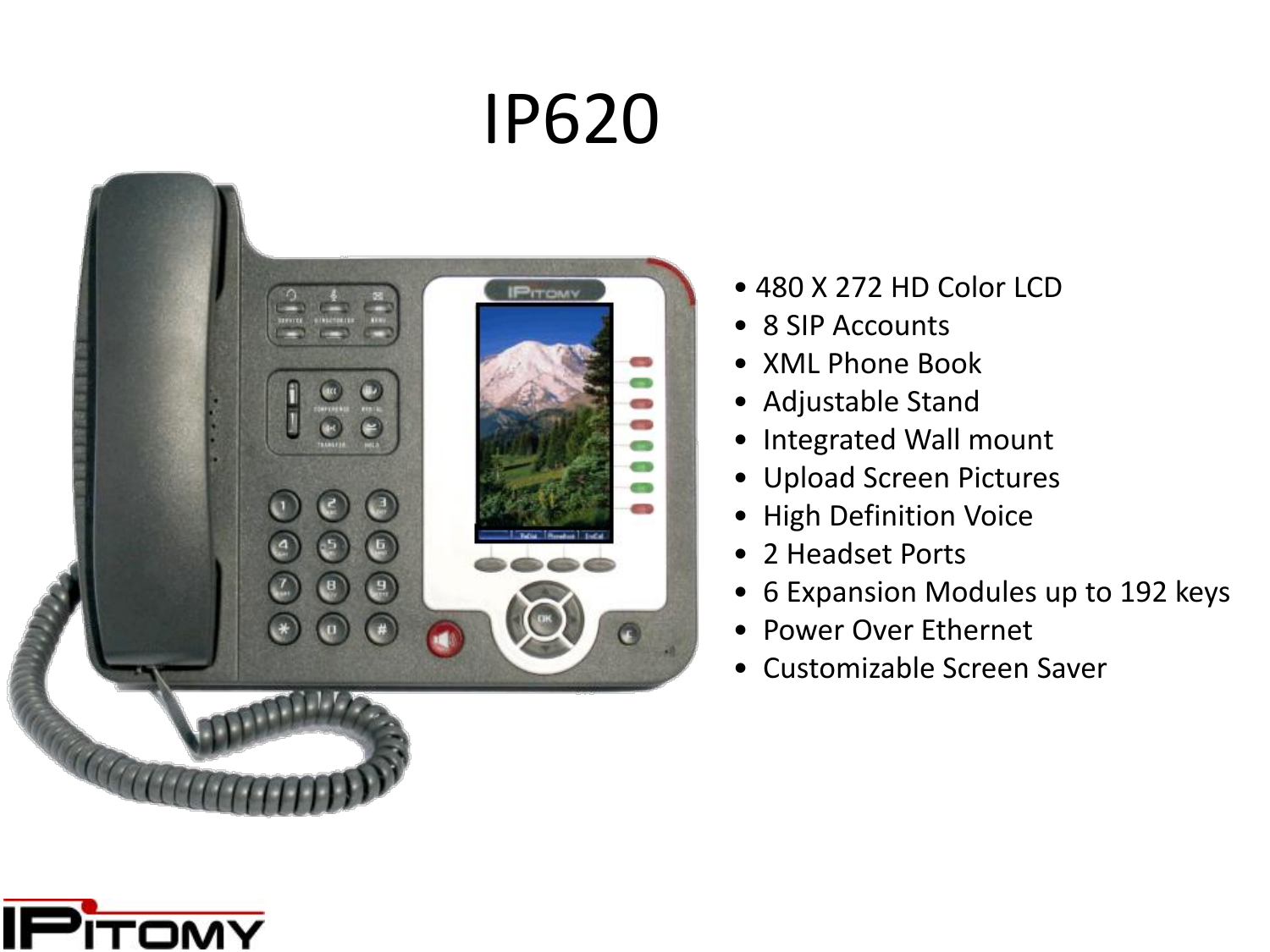# IP620

- 480 X 272 HD Color LCD
- 8 SIP Accounts
- XML Phone Book
- Adjustable Stand
- Integrated Wall mount
- Upload Screen Pictures
- High Definition Voice
- 2 Headset Ports
- 6 Expansion Modules up to 192 keys
- Power Over Ethernet
- Customizable Screen Saver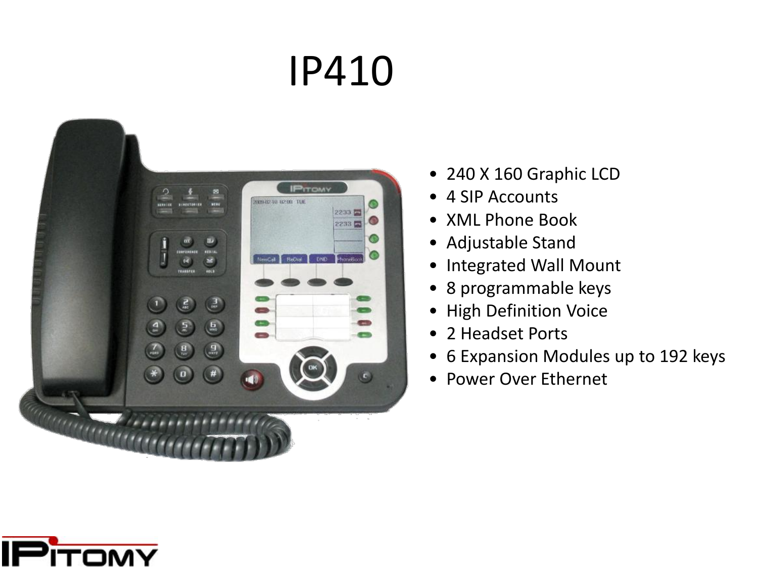# IP410

- 240 X 160 Graphic LCD
- 4 SIP Accounts
- XML Phone Book
- Adjustable Stand
- Integrated Wall Mount
- 8 programmable keys
- High Definition Voice
- 2 Headset Ports
- 6 Expansion Modules up to 192 keys
- Power Over Ethernet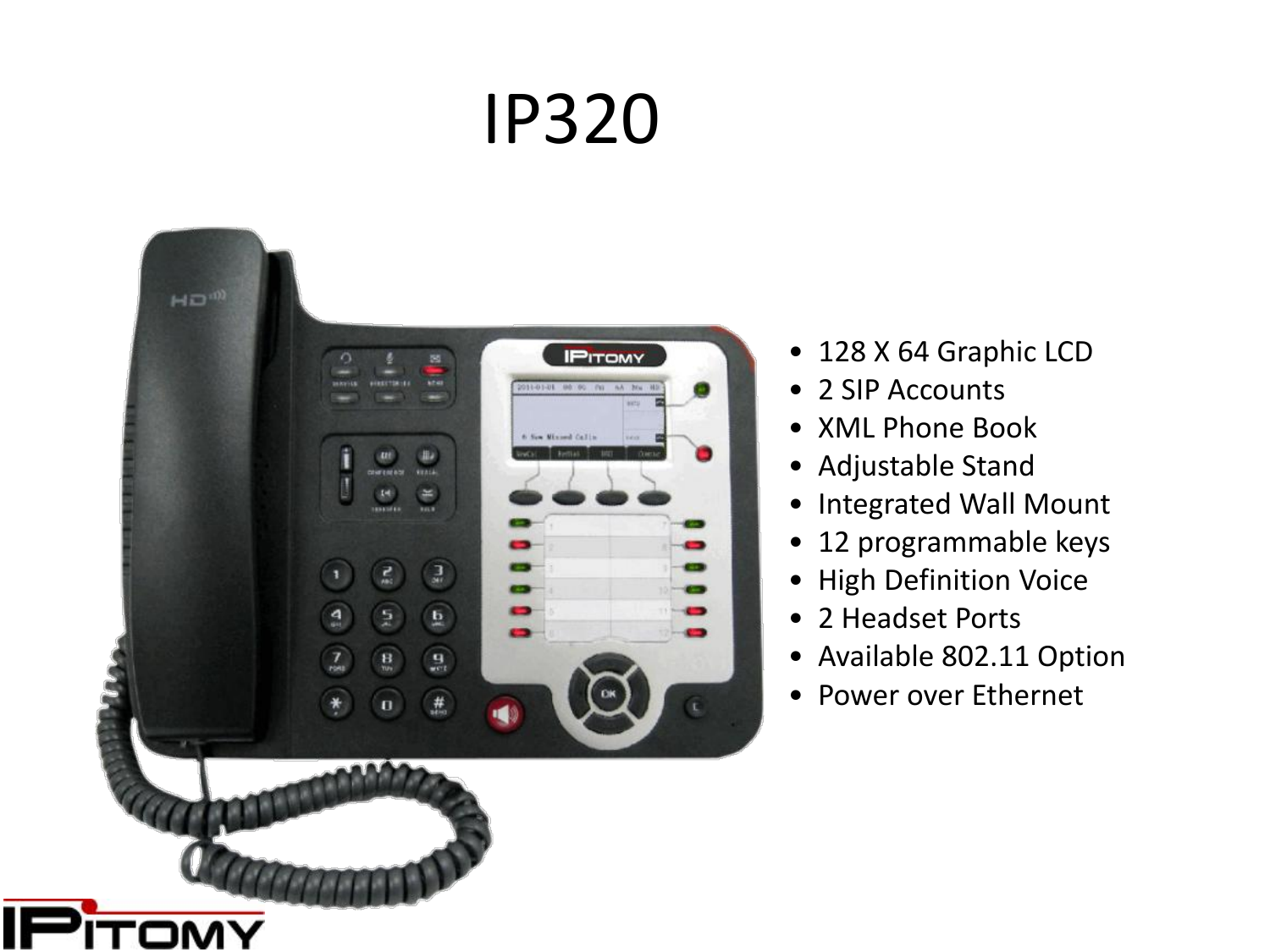# IP320

- 128 X 64 Graphic LCD
- 2 SIP Accounts
- XML Phone Book
- Adjustable Stand
- Integrated Wall Mount
- 12 programmable keys
- High Definition Voice
- 2 Headset Ports
- Available 802.11 Option
- Power over Ethernet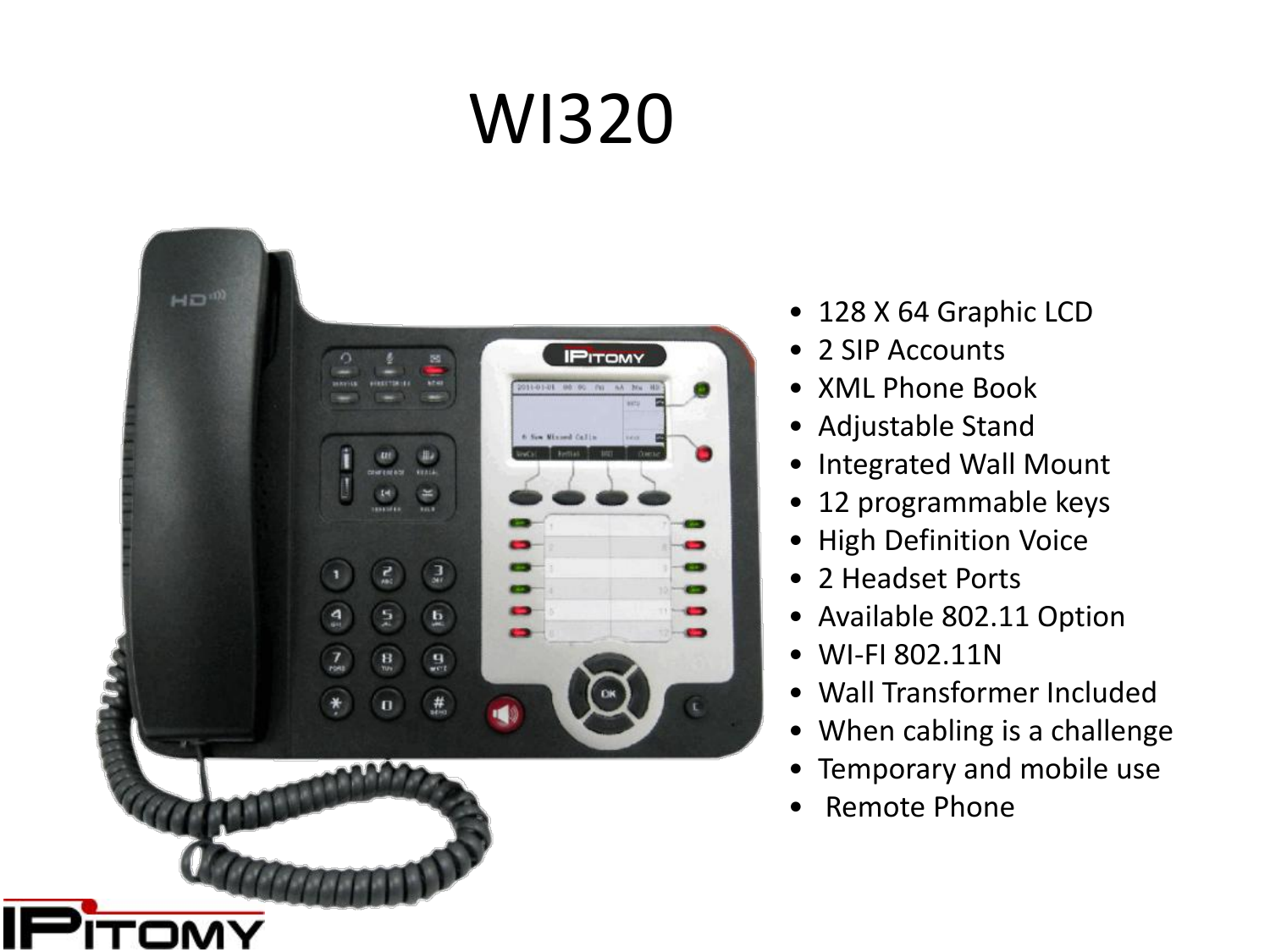# WI320

- 128 X 64 Graphic LCD
- 2 SIP Accounts
- XML Phone Book
- Adjustable Stand
- Integrated Wall Mount
- 12 programmable keys
- High Definition Voice
- 2 Headset Ports
- Available 802.11 Option
- WI-FI 802.11N
- Wall Transformer Included
- When cabling is a challenge
- Temporary and mobile use
- Remote Phone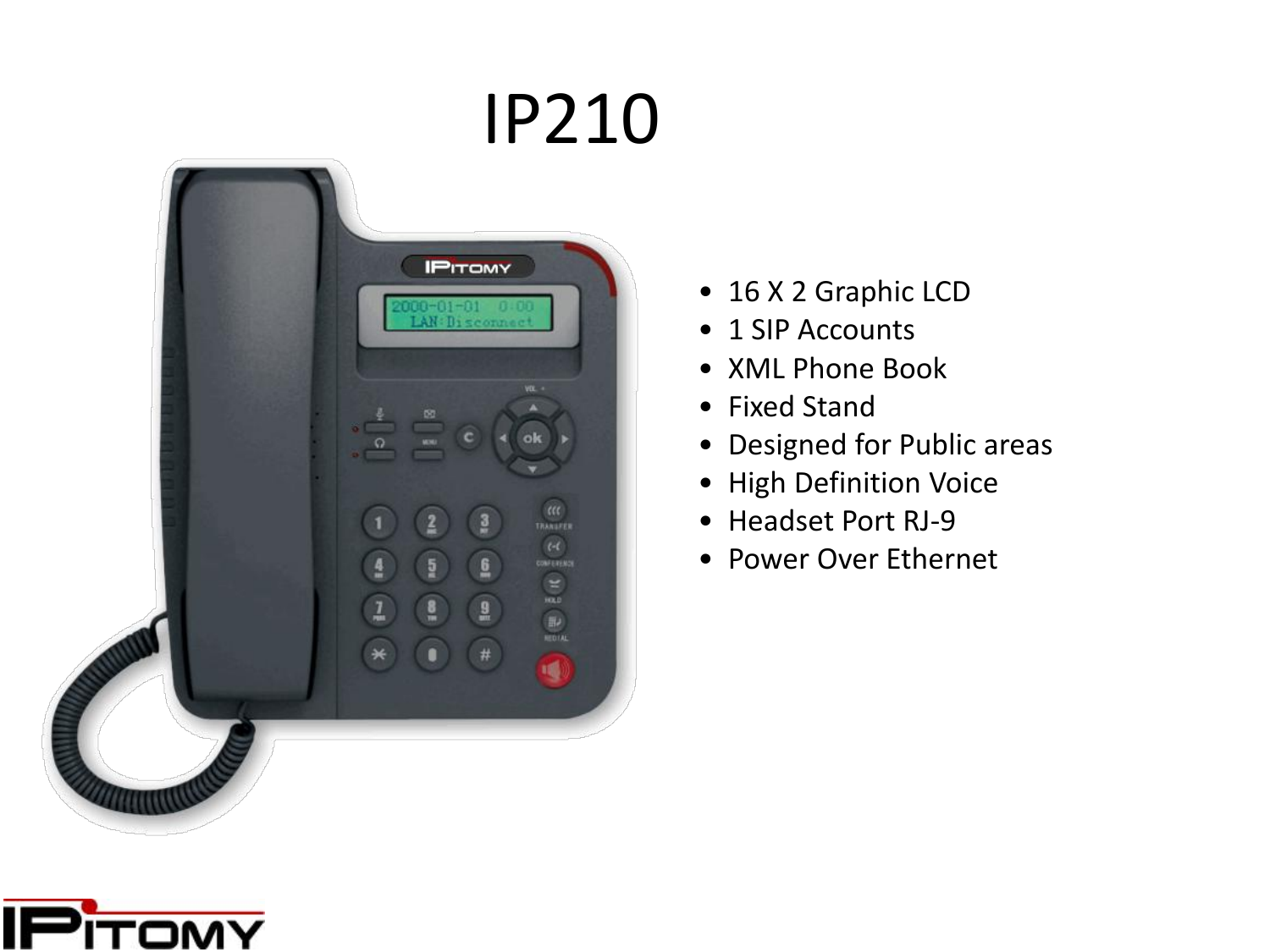# IP210

- 16 X 2 Graphic LCD
- 1 SIP Accounts
- XML Phone Book
- Fixed Stand
- Designed for Public areas
- High Definition Voice
- Headset Port RJ-9
- Power Over Ethernet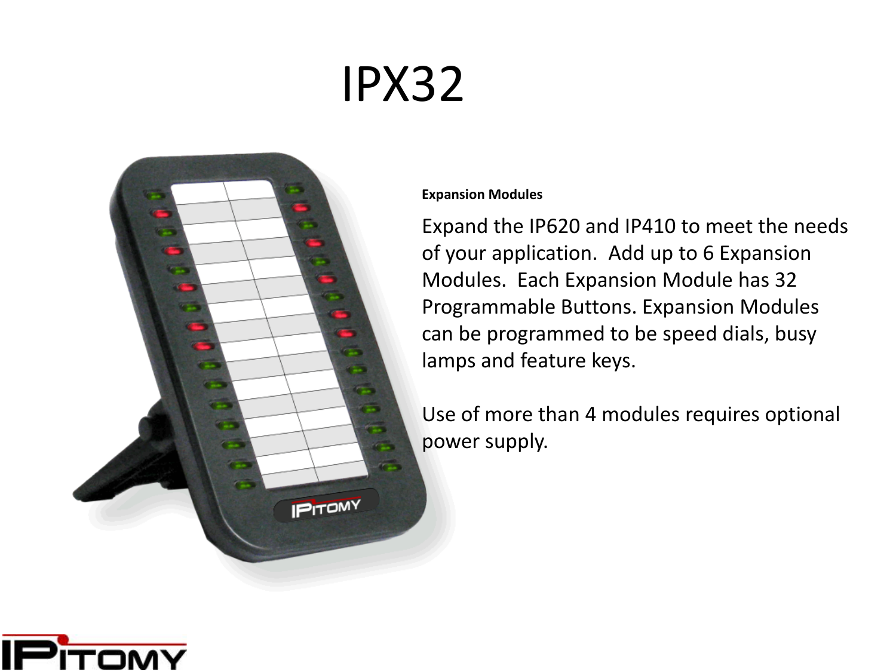# IPX32

**Expansion Modules**

Expand the IP620 and IP410 to meet the needs of your application. Add up to 6 Expansion Modules. Each Expansion Module has 32 Programmable Buttons. Expansion Modules can be programmed to be speed dials, busy lamps and feature keys.

Use of more than 4 modules requires optional power supply.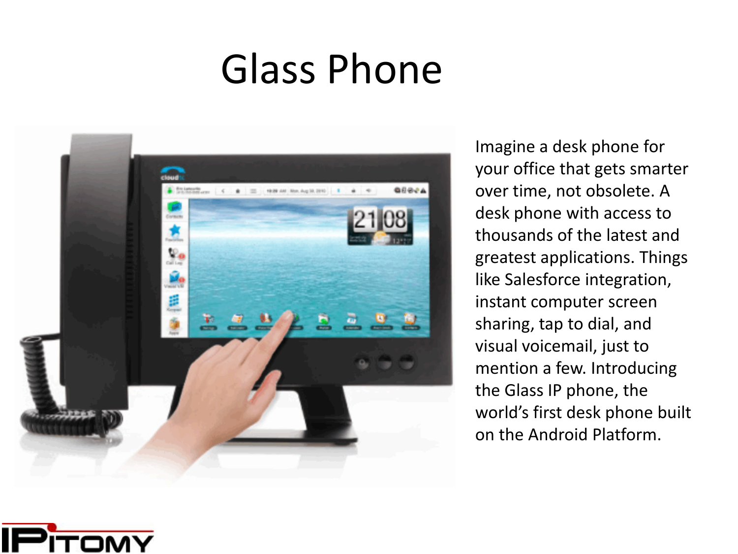# Glass Phone

Imagine a desk phone for your office that gets smarter over time, not obsolete. A desk phone with access to thousands of the latest and greatest applications. Things like Salesforce integration, instant computer screen sharing, tap to dial, and visual voicemail, just to mention a few. Introducing the Glass IP phone, the world's first desk phone built on the Android Platform.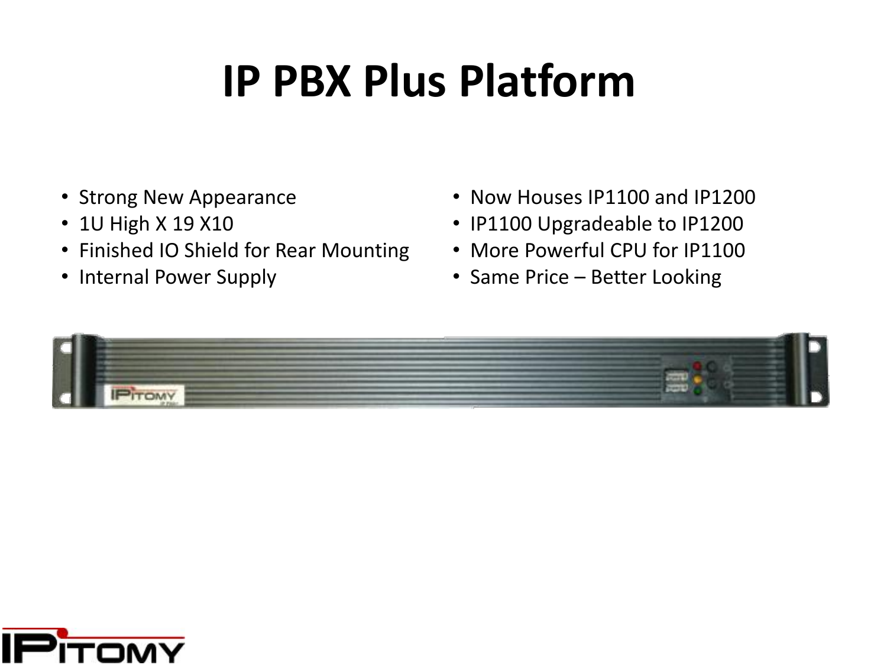# IP PBX Plus Platform

- Strong New Appearance
- 1U High X 19 X10
- Finished IO Shield for Rear Mounting
- Internal Power Supply

- Now Houses IP1100 and IP1200
- IP1100 Upgradeable to IP1200
- More Powerful CPU for IP1100
- Same Price – Better Looking